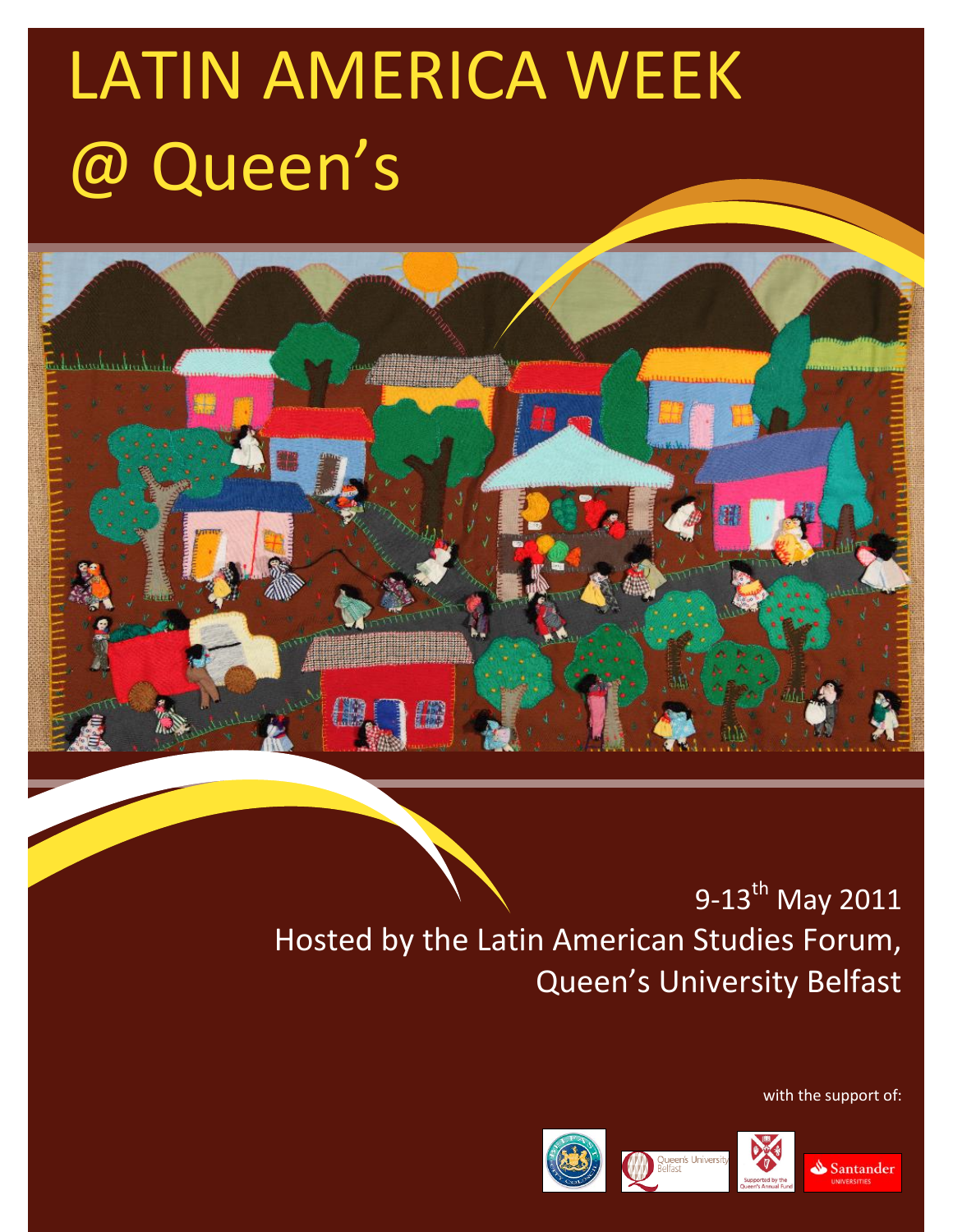# LATIN AMERICA WEEK @ Queen's

9-13th May 2011

Hosted by the Latin American Studies Forum, Queen's University Belfast

with the support of: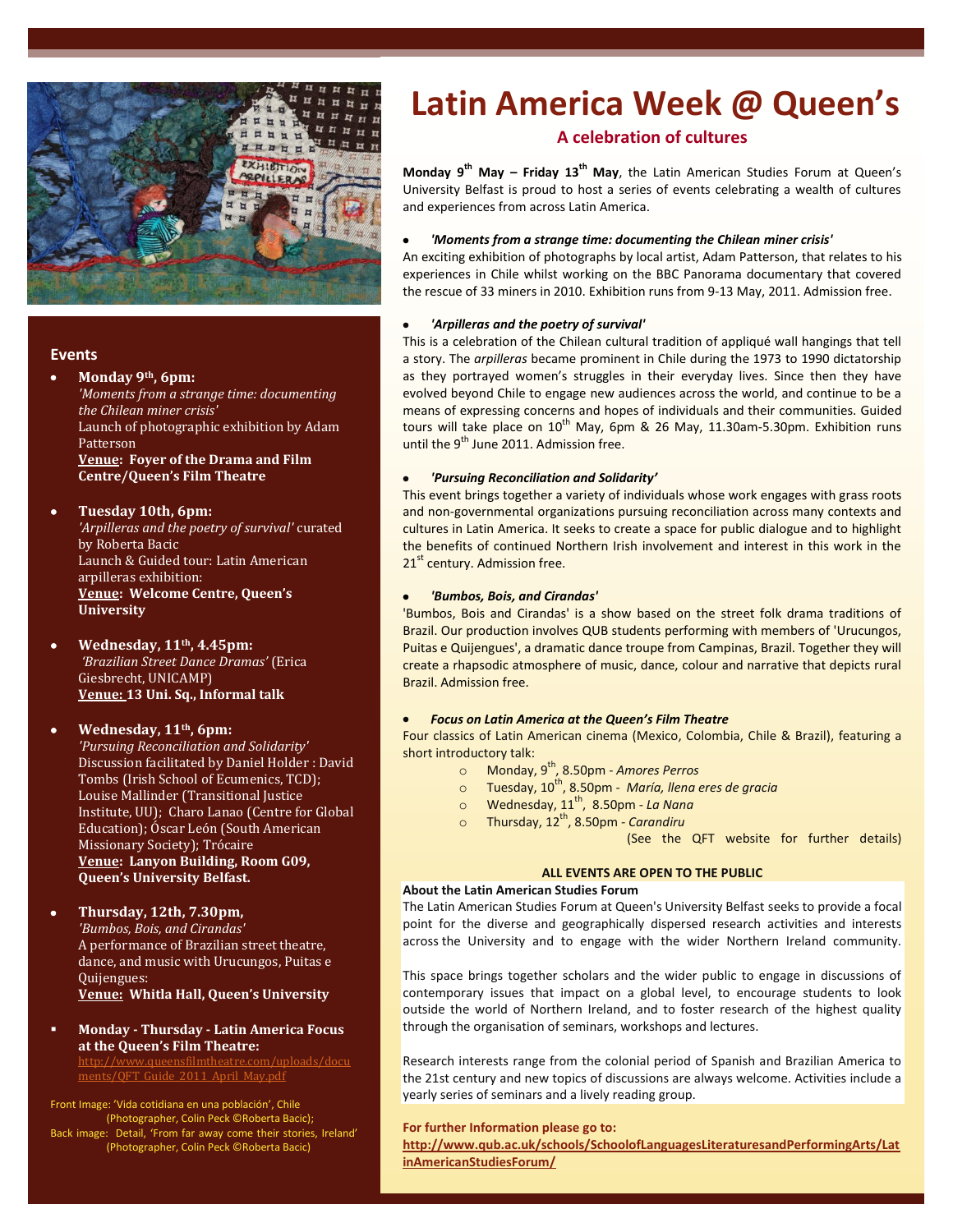# Latin America Week @ Queen's

## A celebration of cultures

**Monday 9th May – Friday 13th May**, the Latin American Studies Forum at Queen's University Belfast is proud to host a series of events celebrating a wealth of cultures and experiences from across Latin America.

- ***'Moments from a strange time: documenting the Chilean miner crisis'***

An exciting exhibition of photographs by local artist, Adam Patterson, that relates to his experiences in Chile whilst working on the BBC Panorama documentary that covered the rescue of 33 miners in 2010. Exhibition runs from 9-13 May, 2011. Admission free.

- ***'Arpilleras and the poetry of survival'***

This is a celebration of the Chilean cultural tradition of appliqué wall hangings that tell a story. The *arpilleras* became prominent in Chile during the 1973 to 1990 dictatorship as they portrayed women's struggles in their everyday lives. Since then they have evolved beyond Chile to engage new audiences across the world, and continue to be a means of expressing concerns and hopes of individuals and their communities. Guided tours will take place on 10th May, 6pm & 26 May, 11.30am-5.30pm. Exhibition runs until the 9th June 2011. Admission free.

- ***'Pursuing Reconciliation and Solidarity'***

This event brings together a variety of individuals whose work engages with grass roots and non-governmental organizations pursuing reconciliation across many contexts and cultures in Latin America. It seeks to create a space for public dialogue and to highlight the benefits of continued Northern Irish involvement and interest in this work in the 21st century. Admission free.

- ***'Bumbos, Bois, and Cirandas'***

'Bumbos, Bois and Cirandas' is a show based on the street folk drama traditions of Brazil. Our production involves QUB students performing with members of 'Urucungos, Puitas e Quijengues', a dramatic dance troupe from Campinas, Brazil. Together they will create a rhapsodic atmosphere of music, dance, colour and narrative that depicts rural Brazil. Admission free.

- ***Focus on Latin America at the Queen's Film Theatre***

Four classics of Latin American cinema (Mexico, Colombia, Chile & Brazil), featuring a short introductory talk:

  - Monday, 9th, 8.50pm - *Amores Perros*
  - Tuesday, 10th, 8.50pm - *María, llena eres de gracia*
  - Wednesday, 11th, 8.50pm - *La Nana*
  - Thursday, 12th, 8.50pm - *Carandiru*

(See the QFT website for further details)

**ALL EVENTS ARE OPEN TO THE PUBLIC**

**About the Latin American Studies Forum**

The Latin American Studies Forum at Queen's University Belfast seeks to provide a focal point for the diverse and geographically dispersed research activities and interests across the University and to engage with the wider Northern Ireland community.

This space brings together scholars and the wider public to engage in discussions of contemporary issues that impact on a global level, to encourage students to look outside the world of Northern Ireland, and to foster research of the highest quality through the organisation of seminars, workshops and lectures.

Research interests range from the colonial period of Spanish and Brazilian America to the 21st century and new topics of discussions are always welcome. Activities include a yearly series of seminars and a lively reading group.

**For further Information please go to:**

**http://www.qub.ac.uk/schools/SchoolofLanguagesLiteraturesandPerformingArts/LatinAmericanStudiesForum/**

## Events

- **Monday 9th, 6pm:**
  *'Moments from a strange time: documenting the Chilean miner crisis'*
  Launch of photographic exhibition by Adam Patterson
  **Venue: Foyer of the Drama and Film Centre/Queen's Film Theatre**

- **Tuesday 10th, 6pm:**
  *'Arpilleras and the poetry of survival'* curated by Roberta Bacic
  Launch & Guided tour: Latin American arpilleras exhibition:
  **Venue: Welcome Centre, Queen's University**

- **Wednesday, 11th, 4.45pm:**
  *'Brazilian Street Dance Dramas'* (Erica Giesbrecht, UNICAMP)
  **Venue: 13 Uni. Sq., Informal talk**

- **Wednesday, 11th, 6pm:**
  *'Pursuing Reconciliation and Solidarity'*
  Discussion facilitated by Daniel Holder : David Tombs (Irish School of Ecumenics, TCD); Louise Mallinder (Transitional Justice Institute, UU); Charo Lanao (Centre for Global Education); Óscar León (South American Missionary Society); Trócaire
  **Venue: Lanyon Building, Room G09, Queen's University Belfast.**

- **Thursday, 12th, 7.30pm,**
  *'Bumbos, Bois, and Cirandas'*
  A performance of Brazilian street theatre, dance, and music with Urucungos, Puitas e Quijengues:
  **Venue: Whitla Hall, Queen's University**

- **Monday - Thursday - Latin America Focus at the Queen's Film Theatre:**
  http://www.queensfilmtheatre.com/uploads/documents/QFT_Guide_2011_April_May.pdf

Front Image: 'Vida cotidiana en una población', Chile (Photographer, Colin Peck ©Roberta Bacic);
Back image: Detail, 'From far away come their stories, Ireland' (Photographer, Colin Peck ©Roberta Bacic)